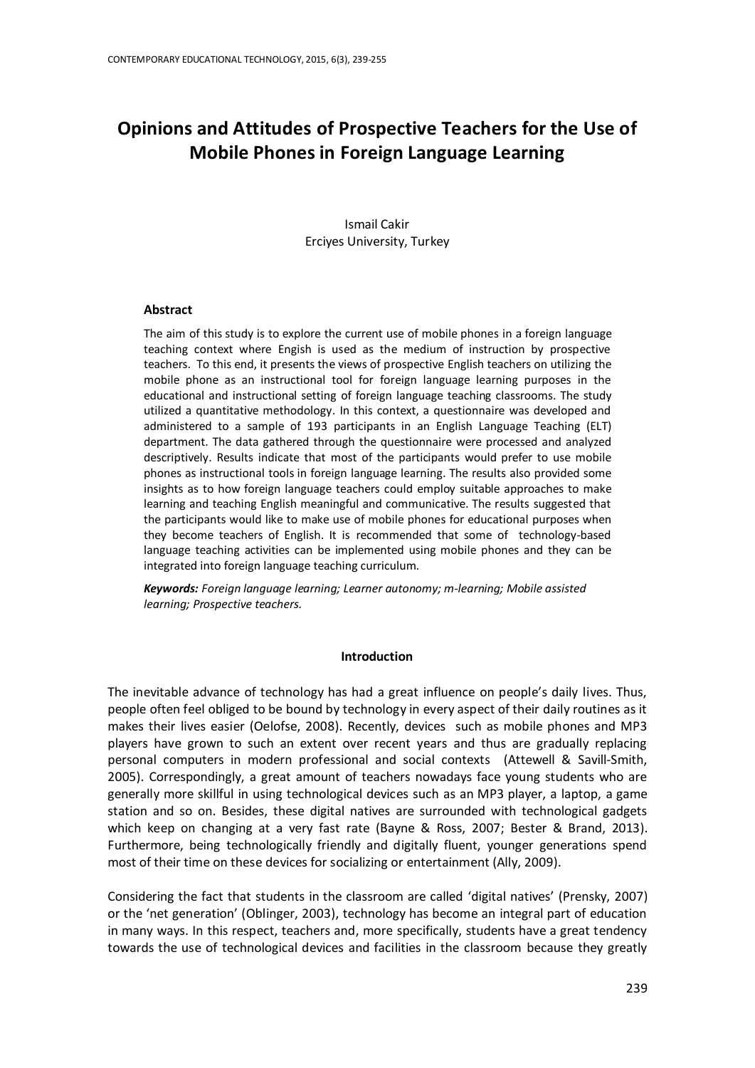# Opinions and Attitudes of Prospective Teachers for the Use of Mobile Phones in Foreign Language Learning

Ismail Cakir
Erciyes University, Turkey

### Abstract

The aim of this study is to explore the current use of mobile phones in a foreign language teaching context where Engish is used as the medium of instruction by prospective teachers. To this end, it presents the views of prospective English teachers on utilizing the mobile phone as an instructional tool for foreign language learning purposes in the educational and instructional setting of foreign language teaching classrooms. The study utilized a quantitative methodology. In this context, a questionnaire was developed and administered to a sample of 193 participants in an English Language Teaching (ELT) department. The data gathered through the questionnaire were processed and analyzed descriptively. Results indicate that most of the participants would prefer to use mobile phones as instructional tools in foreign language learning. The results also provided some insights as to how foreign language teachers could employ suitable approaches to make learning and teaching English meaningful and communicative. The results suggested that the participants would like to make use of mobile phones for educational purposes when they become teachers of English. It is recommended that some of technology-based language teaching activities can be implemented using mobile phones and they can be integrated into foreign language teaching curriculum.

***Keywords:*** *Foreign language learning; Learner autonomy; m-learning; Mobile assisted learning; Prospective teachers.*

## Introduction

The inevitable advance of technology has had a great influence on people's daily lives. Thus, people often feel obliged to be bound by technology in every aspect of their daily routines as it makes their lives easier (Oelofse, 2008). Recently, devices such as mobile phones and MP3 players have grown to such an extent over recent years and thus are gradually replacing personal computers in modern professional and social contexts (Attewell & Savill-Smith, 2005). Correspondingly, a great amount of teachers nowadays face young students who are generally more skillful in using technological devices such as an MP3 player, a laptop, a game station and so on. Besides, these digital natives are surrounded with technological gadgets which keep on changing at a very fast rate (Bayne & Ross, 2007; Bester & Brand, 2013). Furthermore, being technologically friendly and digitally fluent, younger generations spend most of their time on these devices for socializing or entertainment (Ally, 2009).

Considering the fact that students in the classroom are called 'digital natives' (Prensky, 2007) or the 'net generation' (Oblinger, 2003), technology has become an integral part of education in many ways. In this respect, teachers and, more specifically, students have a great tendency towards the use of technological devices and facilities in the classroom because they greatly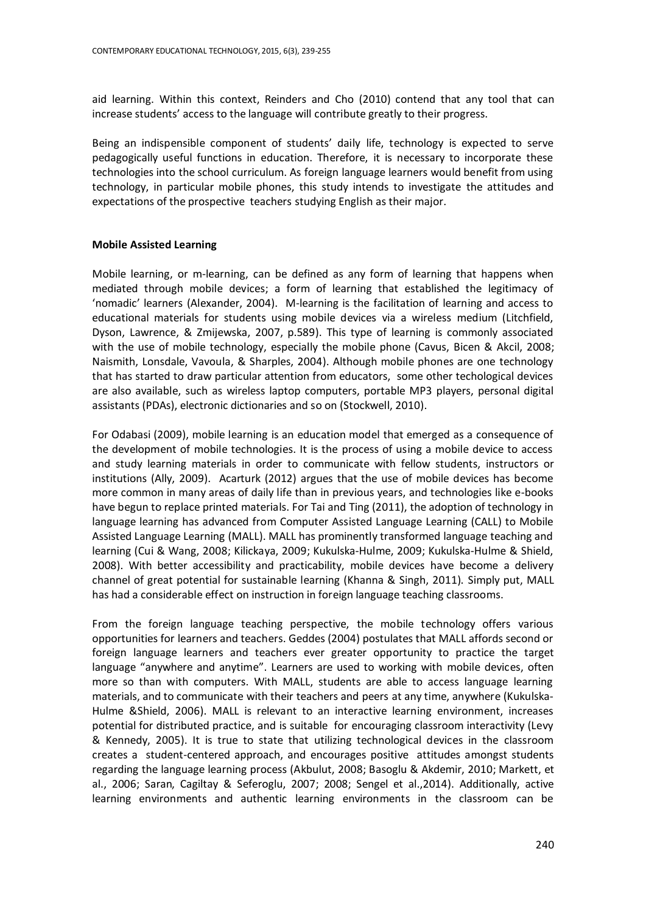aid learning. Within this context, Reinders and Cho (2010) contend that any tool that can increase students' access to the language will contribute greatly to their progress.

Being an indispensible component of students' daily life, technology is expected to serve pedagogically useful functions in education. Therefore, it is necessary to incorporate these technologies into the school curriculum. As foreign language learners would benefit from using technology, in particular mobile phones, this study intends to investigate the attitudes and expectations of the prospective teachers studying English as their major.

**Mobile Assisted Learning**

Mobile learning, or m-learning, can be defined as any form of learning that happens when mediated through mobile devices; a form of learning that established the legitimacy of 'nomadic' learners (Alexander, 2004). M-learning is the facilitation of learning and access to educational materials for students using mobile devices via a wireless medium (Litchfield, Dyson, Lawrence, & Zmijewska, 2007, p.589). This type of learning is commonly associated with the use of mobile technology, especially the mobile phone (Cavus, Bicen & Akcil, 2008; Naismith, Lonsdale, Vavoula, & Sharples, 2004). Although mobile phones are one technology that has started to draw particular attention from educators, some other techological devices are also available, such as wireless laptop computers, portable MP3 players, personal digital assistants (PDAs), electronic dictionaries and so on (Stockwell, 2010).

For Odabasi (2009), mobile learning is an education model that emerged as a consequence of the development of mobile technologies. It is the process of using a mobile device to access and study learning materials in order to communicate with fellow students, instructors or institutions (Ally, 2009). Acarturk (2012) argues that the use of mobile devices has become more common in many areas of daily life than in previous years, and technologies like e-books have begun to replace printed materials. For Tai and Ting (2011), the adoption of technology in language learning has advanced from Computer Assisted Language Learning (CALL) to Mobile Assisted Language Learning (MALL). MALL has prominently transformed language teaching and learning (Cui & Wang, 2008; Kilickaya, 2009; Kukulska-Hulme, 2009; Kukulska-Hulme & Shield, 2008). With better accessibility and practicability, mobile devices have become a delivery channel of great potential for sustainable learning (Khanna & Singh, 2011). Simply put, MALL has had a considerable effect on instruction in foreign language teaching classrooms.

From the foreign language teaching perspective, the mobile technology offers various opportunities for learners and teachers. Geddes (2004) postulates that MALL affords second or foreign language learners and teachers ever greater opportunity to practice the target language "anywhere and anytime". Learners are used to working with mobile devices, often more so than with computers. With MALL, students are able to access language learning materials, and to communicate with their teachers and peers at any time, anywhere (Kukulska-Hulme &Shield, 2006). MALL is relevant to an interactive learning environment, increases potential for distributed practice, and is suitable for encouraging classroom interactivity (Levy & Kennedy, 2005). It is true to state that utilizing technological devices in the classroom creates a student-centered approach, and encourages positive attitudes amongst students regarding the language learning process (Akbulut, 2008; Basoglu & Akdemir, 2010; Markett, et al., 2006; Saran, Cagiltay & Seferoglu, 2007; 2008; Sengel et al.,2014). Additionally, active learning environments and authentic learning environments in the classroom can be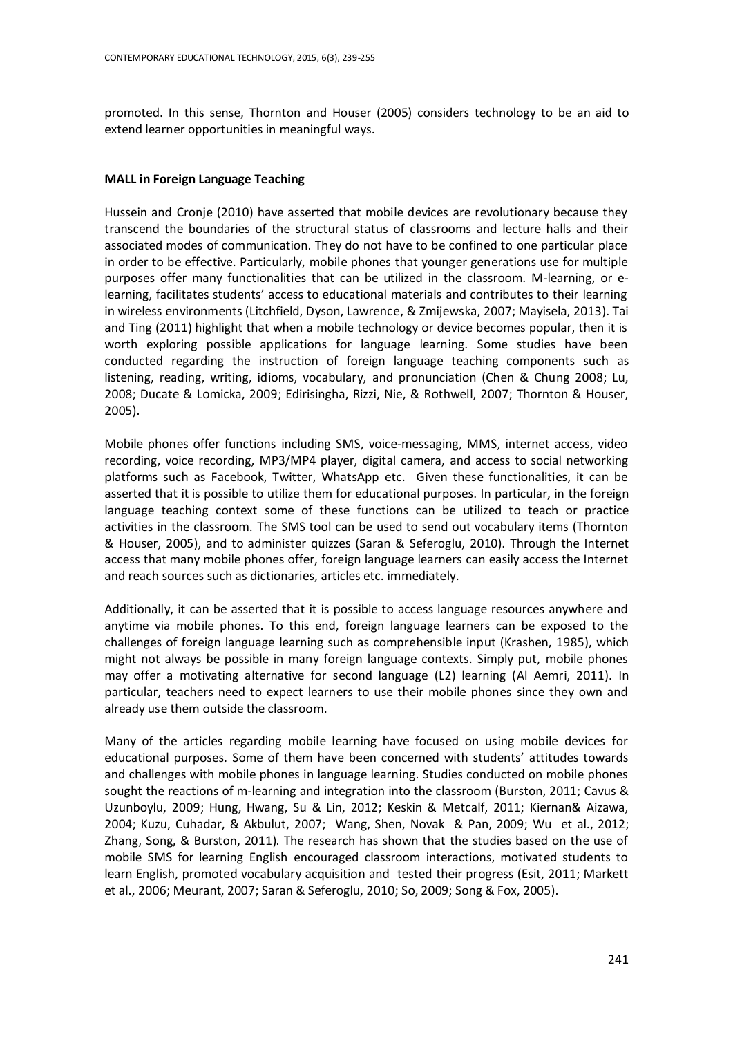promoted. In this sense, Thornton and Houser (2005) considers technology to be an aid to extend learner opportunities in meaningful ways.

## MALL in Foreign Language Teaching

Hussein and Cronje (2010) have asserted that mobile devices are revolutionary because they transcend the boundaries of the structural status of classrooms and lecture halls and their associated modes of communication. They do not have to be confined to one particular place in order to be effective. Particularly, mobile phones that younger generations use for multiple purposes offer many functionalities that can be utilized in the classroom. M-learning, or e-learning, facilitates students' access to educational materials and contributes to their learning in wireless environments (Litchfield, Dyson, Lawrence, & Zmijewska, 2007; Mayisela, 2013). Tai and Ting (2011) highlight that when a mobile technology or device becomes popular, then it is worth exploring possible applications for language learning. Some studies have been conducted regarding the instruction of foreign language teaching components such as listening, reading, writing, idioms, vocabulary, and pronunciation (Chen & Chung 2008; Lu, 2008; Ducate & Lomicka, 2009; Edirisingha, Rizzi, Nie, & Rothwell, 2007; Thornton & Houser, 2005).

Mobile phones offer functions including SMS, voice-messaging, MMS, internet access, video recording, voice recording, MP3/MP4 player, digital camera, and access to social networking platforms such as Facebook, Twitter, WhatsApp etc. Given these functionalities, it can be asserted that it is possible to utilize them for educational purposes. In particular, in the foreign language teaching context some of these functions can be utilized to teach or practice activities in the classroom. The SMS tool can be used to send out vocabulary items (Thornton & Houser, 2005), and to administer quizzes (Saran & Seferoglu, 2010). Through the Internet access that many mobile phones offer, foreign language learners can easily access the Internet and reach sources such as dictionaries, articles etc. immediately.

Additionally, it can be asserted that it is possible to access language resources anywhere and anytime via mobile phones. To this end, foreign language learners can be exposed to the challenges of foreign language learning such as comprehensible input (Krashen, 1985), which might not always be possible in many foreign language contexts. Simply put, mobile phones may offer a motivating alternative for second language (L2) learning (Al Aemri, 2011). In particular, teachers need to expect learners to use their mobile phones since they own and already use them outside the classroom.

Many of the articles regarding mobile learning have focused on using mobile devices for educational purposes. Some of them have been concerned with students' attitudes towards and challenges with mobile phones in language learning. Studies conducted on mobile phones sought the reactions of m-learning and integration into the classroom (Burston, 2011; Cavus & Uzunboylu, 2009; Hung, Hwang, Su & Lin, 2012; Keskin & Metcalf, 2011; Kiernan& Aizawa, 2004; Kuzu, Cuhadar, & Akbulut, 2007; Wang, Shen, Novak & Pan, 2009; Wu et al., 2012; Zhang, Song, & Burston, 2011). The research has shown that the studies based on the use of mobile SMS for learning English encouraged classroom interactions, motivated students to learn English, promoted vocabulary acquisition and tested their progress (Esit, 2011; Markett et al., 2006; Meurant, 2007; Saran & Seferoglu, 2010; So, 2009; Song & Fox, 2005).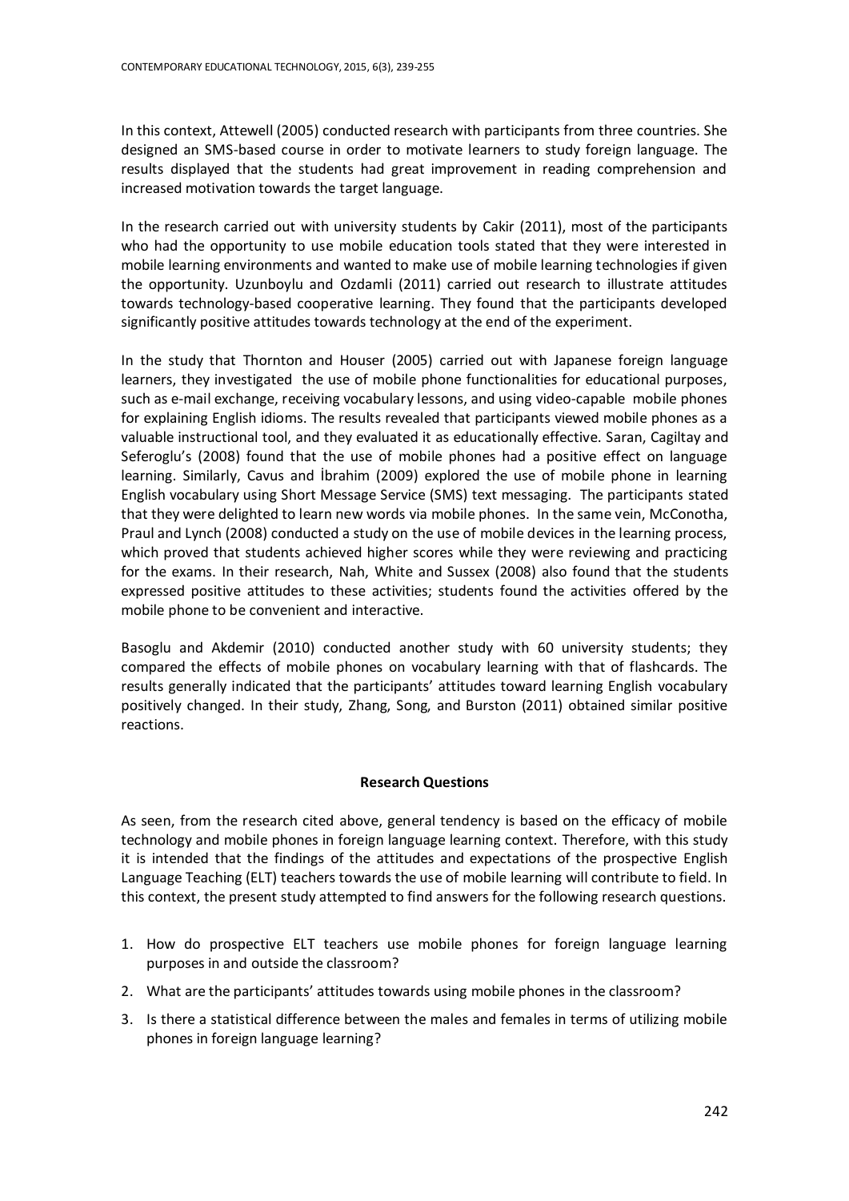In this context, Attewell (2005) conducted research with participants from three countries. She designed an SMS-based course in order to motivate learners to study foreign language. The results displayed that the students had great improvement in reading comprehension and increased motivation towards the target language.

In the research carried out with university students by Cakir (2011), most of the participants who had the opportunity to use mobile education tools stated that they were interested in mobile learning environments and wanted to make use of mobile learning technologies if given the opportunity. Uzunboylu and Ozdamli (2011) carried out research to illustrate attitudes towards technology-based cooperative learning. They found that the participants developed significantly positive attitudes towards technology at the end of the experiment.

In the study that Thornton and Houser (2005) carried out with Japanese foreign language learners, they investigated the use of mobile phone functionalities for educational purposes, such as e-mail exchange, receiving vocabulary lessons, and using video-capable mobile phones for explaining English idioms. The results revealed that participants viewed mobile phones as a valuable instructional tool, and they evaluated it as educationally effective. Saran, Cagiltay and Seferoglu's (2008) found that the use of mobile phones had a positive effect on language learning. Similarly, Cavus and İbrahim (2009) explored the use of mobile phone in learning English vocabulary using Short Message Service (SMS) text messaging. The participants stated that they were delighted to learn new words via mobile phones. In the same vein, McConotha, Praul and Lynch (2008) conducted a study on the use of mobile devices in the learning process, which proved that students achieved higher scores while they were reviewing and practicing for the exams. In their research, Nah, White and Sussex (2008) also found that the students expressed positive attitudes to these activities; students found the activities offered by the mobile phone to be convenient and interactive.

Basoglu and Akdemir (2010) conducted another study with 60 university students; they compared the effects of mobile phones on vocabulary learning with that of flashcards. The results generally indicated that the participants' attitudes toward learning English vocabulary positively changed. In their study, Zhang, Song, and Burston (2011) obtained similar positive reactions.

## Research Questions

As seen, from the research cited above, general tendency is based on the efficacy of mobile technology and mobile phones in foreign language learning context. Therefore, with this study it is intended that the findings of the attitudes and expectations of the prospective English Language Teaching (ELT) teachers towards the use of mobile learning will contribute to field. In this context, the present study attempted to find answers for the following research questions.

1. How do prospective ELT teachers use mobile phones for foreign language learning purposes in and outside the classroom?
2. What are the participants' attitudes towards using mobile phones in the classroom?
3. Is there a statistical difference between the males and females in terms of utilizing mobile phones in foreign language learning?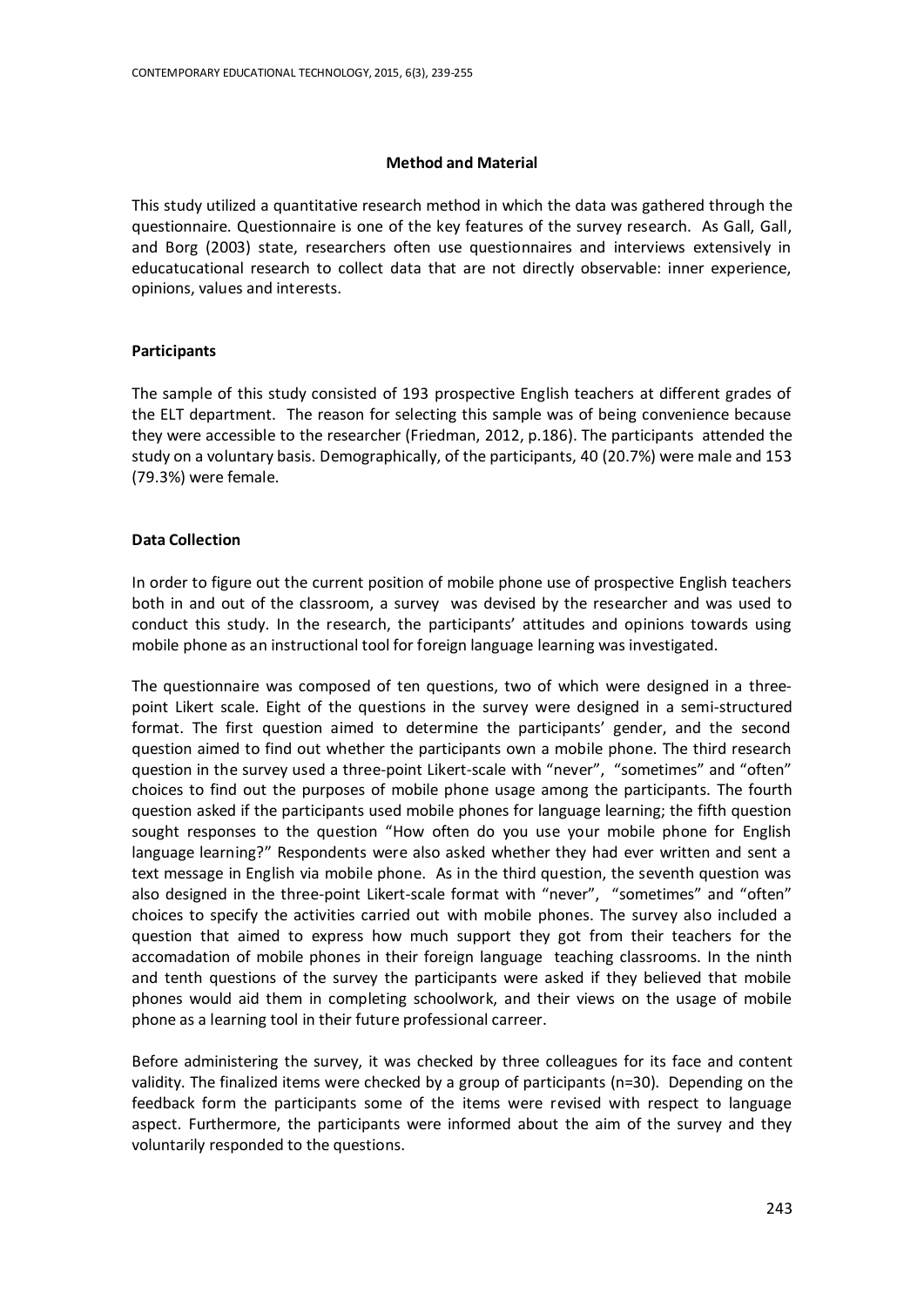## Method and Material

This study utilized a quantitative research method in which the data was gathered through the questionnaire. Questionnaire is one of the key features of the survey research. As Gall, Gall, and Borg (2003) state, researchers often use questionnaires and interviews extensively in educatucational research to collect data that are not directly observable: inner experience, opinions, values and interests.

### Participants

The sample of this study consisted of 193 prospective English teachers at different grades of the ELT department. The reason for selecting this sample was of being convenience because they were accessible to the researcher (Friedman, 2012, p.186). The participants attended the study on a voluntary basis. Demographically, of the participants, 40 (20.7%) were male and 153 (79.3%) were female.

### Data Collection

In order to figure out the current position of mobile phone use of prospective English teachers both in and out of the classroom, a survey was devised by the researcher and was used to conduct this study. In the research, the participants' attitudes and opinions towards using mobile phone as an instructional tool for foreign language learning was investigated.

The questionnaire was composed of ten questions, two of which were designed in a three-point Likert scale. Eight of the questions in the survey were designed in a semi-structured format. The first question aimed to determine the participants' gender, and the second question aimed to find out whether the participants own a mobile phone. The third research question in the survey used a three-point Likert-scale with "never", "sometimes" and "often" choices to find out the purposes of mobile phone usage among the participants. The fourth question asked if the participants used mobile phones for language learning; the fifth question sought responses to the question "How often do you use your mobile phone for English language learning?" Respondents were also asked whether they had ever written and sent a text message in English via mobile phone. As in the third question, the seventh question was also designed in the three-point Likert-scale format with "never", "sometimes" and "often" choices to specify the activities carried out with mobile phones. The survey also included a question that aimed to express how much support they got from their teachers for the accomadation of mobile phones in their foreign language teaching classrooms. In the ninth and tenth questions of the survey the participants were asked if they believed that mobile phones would aid them in completing schoolwork, and their views on the usage of mobile phone as a learning tool in their future professional carreer.

Before administering the survey, it was checked by three colleagues for its face and content validity. The finalized items were checked by a group of participants (n=30). Depending on the feedback form the participants some of the items were revised with respect to language aspect. Furthermore, the participants were informed about the aim of the survey and they voluntarily responded to the questions.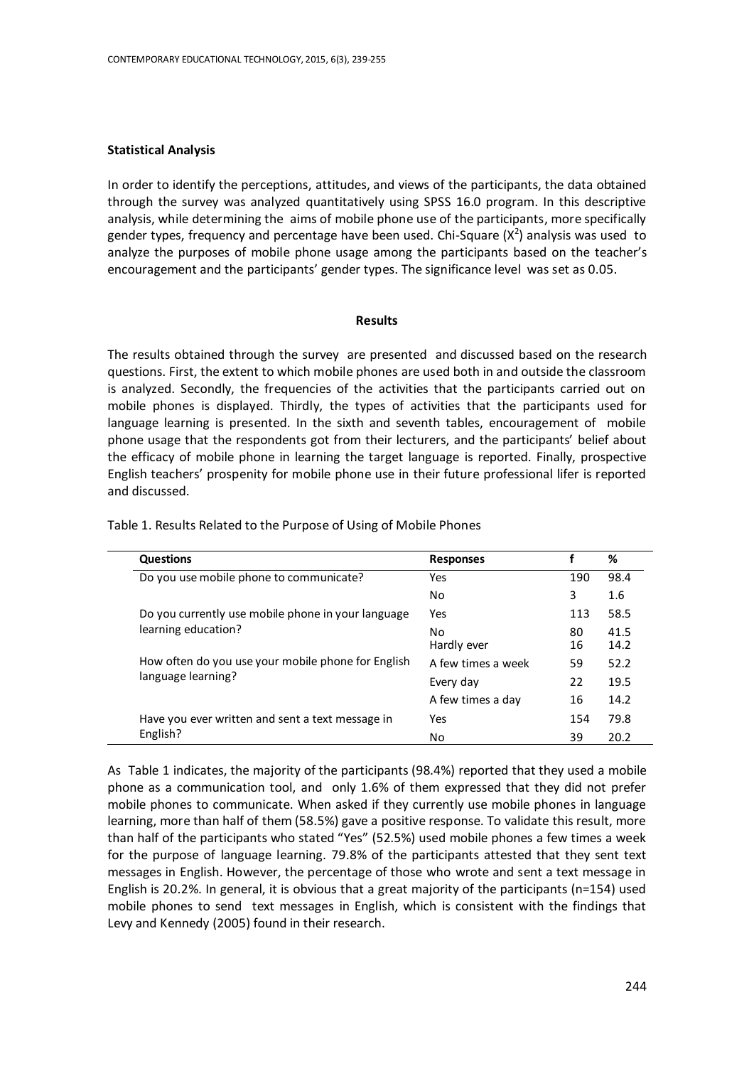**Statistical Analysis**

In order to identify the perceptions, attitudes, and views of the participants, the data obtained through the survey was analyzed quantitatively using SPSS 16.0 program. In this descriptive analysis, while determining the aims of mobile phone use of the participants, more specifically gender types, frequency and percentage have been used. Chi-Square ($X^2$) analysis was used to analyze the purposes of mobile phone usage among the participants based on the teacher's encouragement and the participants' gender types. The significance level was set as 0.05.

## Results

The results obtained through the survey are presented and discussed based on the research questions. First, the extent to which mobile phones are used both in and outside the classroom is analyzed. Secondly, the frequencies of the activities that the participants carried out on mobile phones is displayed. Thirdly, the types of activities that the participants used for language learning is presented. In the sixth and seventh tables, encouragement of mobile phone usage that the respondents got from their lecturers, and the participants' belief about the efficacy of mobile phone in learning the target language is reported. Finally, prospective English teachers' prospenity for mobile phone use in their future professional lifer is reported and discussed.

Table 1. Results Related to the Purpose of Using of Mobile Phones

| Questions | Responses | f | % |
|---|---|---|---|
| Do you use mobile phone to communicate? | Yes | 190 | 98.4 |
| | No | 3 | 1.6 |
| Do you currently use mobile phone in your language learning education? | Yes | 113 | 58.5 |
| | No | 80 | 41.5 |
| How often do you use your mobile phone for English language learning? | Hardly ever | 16 | 14.2 |
| | A few times a week | 59 | 52.2 |
| | Every day | 22 | 19.5 |
| | A few times a day | 16 | 14.2 |
| Have you ever written and sent a text message in English? | Yes | 154 | 79.8 |
| | No | 39 | 20.2 |

As Table 1 indicates, the majority of the participants (98.4%) reported that they used a mobile phone as a communication tool, and only 1.6% of them expressed that they did not prefer mobile phones to communicate. When asked if they currently use mobile phones in language learning, more than half of them (58.5%) gave a positive response. To validate this result, more than half of the participants who stated "Yes" (52.5%) used mobile phones a few times a week for the purpose of language learning. 79.8% of the participants attested that they sent text messages in English. However, the percentage of those who wrote and sent a text message in English is 20.2%. In general, it is obvious that a great majority of the participants (n=154) used mobile phones to send text messages in English, which is consistent with the findings that Levy and Kennedy (2005) found in their research.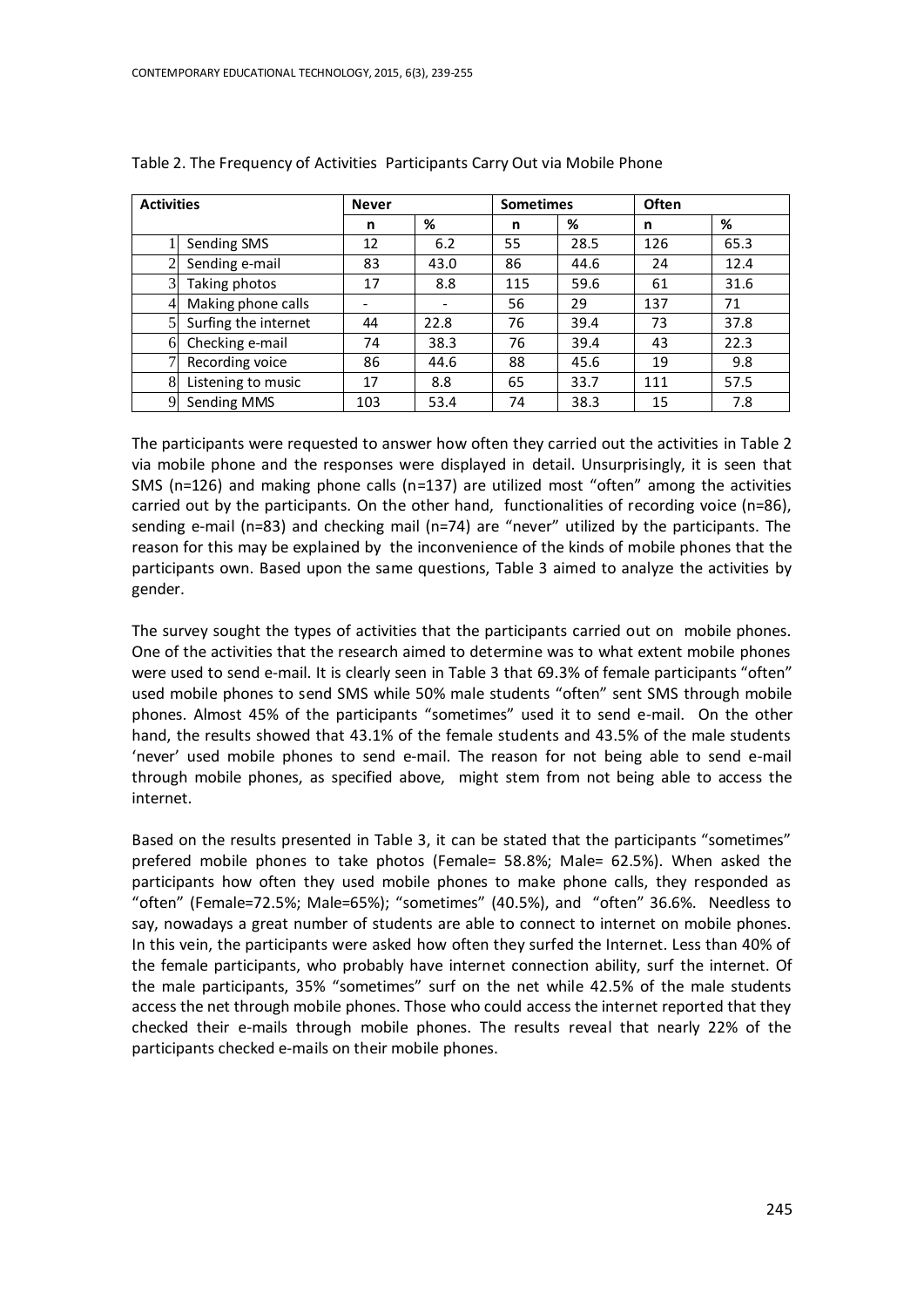Table 2. The Frequency of Activities Participants Carry Out via Mobile Phone

| Activities | | Never | | Sometimes | | Often | |
|---|---|---|---|---|---|---|---|
| | | n | % | n | % | n | % |
| 1 | Sending SMS | 12 | 6.2 | 55 | 28.5 | 126 | 65.3 |
| 2 | Sending e-mail | 83 | 43.0 | 86 | 44.6 | 24 | 12.4 |
| 3 | Taking photos | 17 | 8.8 | 115 | 59.6 | 61 | 31.6 |
| 4 | Making phone calls | - | - | 56 | 29 | 137 | 71 |
| 5 | Surfing the internet | 44 | 22.8 | 76 | 39.4 | 73 | 37.8 |
| 6 | Checking e-mail | 74 | 38.3 | 76 | 39.4 | 43 | 22.3 |
| 7 | Recording voice | 86 | 44.6 | 88 | 45.6 | 19 | 9.8 |
| 8 | Listening to music | 17 | 8.8 | 65 | 33.7 | 111 | 57.5 |
| 9 | Sending MMS | 103 | 53.4 | 74 | 38.3 | 15 | 7.8 |

The participants were requested to answer how often they carried out the activities in Table 2 via mobile phone and the responses were displayed in detail. Unsurprisingly, it is seen that SMS (n=126) and making phone calls (n=137) are utilized most "often" among the activities carried out by the participants. On the other hand, functionalities of recording voice (n=86), sending e-mail (n=83) and checking mail (n=74) are "never" utilized by the participants. The reason for this may be explained by the inconvenience of the kinds of mobile phones that the participants own. Based upon the same questions, Table 3 aimed to analyze the activities by gender.

The survey sought the types of activities that the participants carried out on mobile phones. One of the activities that the research aimed to determine was to what extent mobile phones were used to send e-mail. It is clearly seen in Table 3 that 69.3% of female participants "often" used mobile phones to send SMS while 50% male students "often" sent SMS through mobile phones. Almost 45% of the participants "sometimes" used it to send e-mail. On the other hand, the results showed that 43.1% of the female students and 43.5% of the male students 'never' used mobile phones to send e-mail. The reason for not being able to send e-mail through mobile phones, as specified above, might stem from not being able to access the internet.

Based on the results presented in Table 3, it can be stated that the participants "sometimes" prefered mobile phones to take photos (Female= 58.8%; Male= 62.5%). When asked the participants how often they used mobile phones to make phone calls, they responded as "often" (Female=72.5%; Male=65%); "sometimes" (40.5%), and "often" 36.6%. Needless to say, nowadays a great number of students are able to connect to internet on mobile phones. In this vein, the participants were asked how often they surfed the Internet. Less than 40% of the female participants, who probably have internet connection ability, surf the internet. Of the male participants, 35% "sometimes" surf on the net while 42.5% of the male students access the net through mobile phones. Those who could access the internet reported that they checked their e-mails through mobile phones. The results reveal that nearly 22% of the participants checked e-mails on their mobile phones.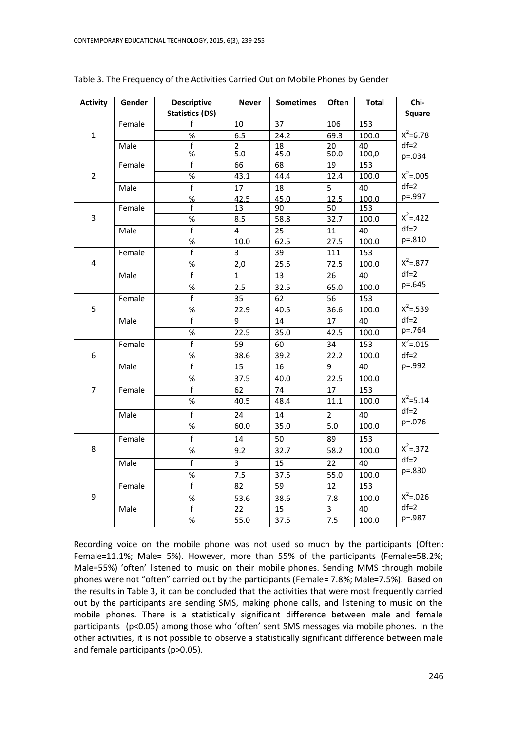Table 3. The Frequency of the Activities Carried Out on Mobile Phones by Gender

| Activity | Gender | Descriptive Statistics (DS) | Never | Sometimes | Often | Total | Chi-Square |
|---|---|---|---|---|---|---|---|
| 1 | Female | f | 10 | 37 | 106 | 153 | $X^2$=6.78 df=2 p=.034 |
| | | % | 6.5 | 24.2 | 69.3 | 100.0 | |
| | Male | f | 2 | 18 | 20 | 40 | |
| | | % | 5.0 | 45.0 | 50.0 | 100,0 | |
| 2 | Female | f | 66 | 68 | 19 | 153 | $X^2$=.005 df=2 p=.997 |
| | | % | 43.1 | 44.4 | 12.4 | 100.0 | |
| | Male | f | 17 | 18 | 5 | 40 | |
| | | % | 42.5 | 45.0 | 12.5 | 100.0 | |
| 3 | Female | f | 13 | 90 | 50 | 153 | $X^2$=.422 df=2 p=.810 |
| | | % | 8.5 | 58.8 | 32.7 | 100.0 | |
| | Male | f | 4 | 25 | 11 | 40 | |
| | | % | 10.0 | 62.5 | 27.5 | 100.0 | |
| 4 | Female | f | 3 | 39 | 111 | 153 | $X^2$=.877 df=2 p=.645 |
| | | % | 2,0 | 25.5 | 72.5 | 100.0 | |
| | Male | f | 1 | 13 | 26 | 40 | |
| | | % | 2.5 | 32.5 | 65.0 | 100.0 | |
| 5 | Female | f | 35 | 62 | 56 | 153 | $X^2$=.539 df=2 p=.764 |
| | | % | 22.9 | 40.5 | 36.6 | 100.0 | |
| | Male | f | 9 | 14 | 17 | 40 | |
| | | % | 22.5 | 35.0 | 42.5 | 100.0 | |
| 6 | Female | f | 59 | 60 | 34 | 153 | $X^2$=.015 df=2 p=.992 |
| | | % | 38.6 | 39.2 | 22.2 | 100.0 | |
| | Male | f | 15 | 16 | 9 | 40 | |
| | | % | 37.5 | 40.0 | 22.5 | 100.0 | |
| 7 | Female | f | 62 | 74 | 17 | 153 | $X^2$=5.14 df=2 p=.076 |
| | | % | 40.5 | 48.4 | 11.1 | 100.0 | |
| | Male | f | 24 | 14 | 2 | 40 | |
| | | % | 60.0 | 35.0 | 5.0 | 100.0 | |
| 8 | Female | f | 14 | 50 | 89 | 153 | $X^2$=.372 df=2 p=.830 |
| | | % | 9.2 | 32.7 | 58.2 | 100.0 | |
| | Male | f | 3 | 15 | 22 | 40 | |
| | | % | 7.5 | 37.5 | 55.0 | 100.0 | |
| 9 | Female | f | 82 | 59 | 12 | 153 | $X^2$=.026 df=2 p=.987 |
| | | % | 53.6 | 38.6 | 7.8 | 100.0 | |
| | Male | f | 22 | 15 | 3 | 40 | |
| | | % | 55.0 | 37.5 | 7.5 | 100.0 | |

Recording voice on the mobile phone was not used so much by the participants (Often: Female=11.1%; Male= 5%). However, more than 55% of the participants (Female=58.2%; Male=55%) 'often' listened to music on their mobile phones. Sending MMS through mobile phones were not "often" carried out by the participants (Female= 7.8%; Male=7.5%). Based on the results in Table 3, it can be concluded that the activities that were most frequently carried out by the participants are sending SMS, making phone calls, and listening to music on the mobile phones. There is a statistically significant difference between male and female participants ($p<0.05$) among those who 'often' sent SMS messages via mobile phones. In the other activities, it is not possible to observe a statistically significant difference between male and female participants ($p>0.05$).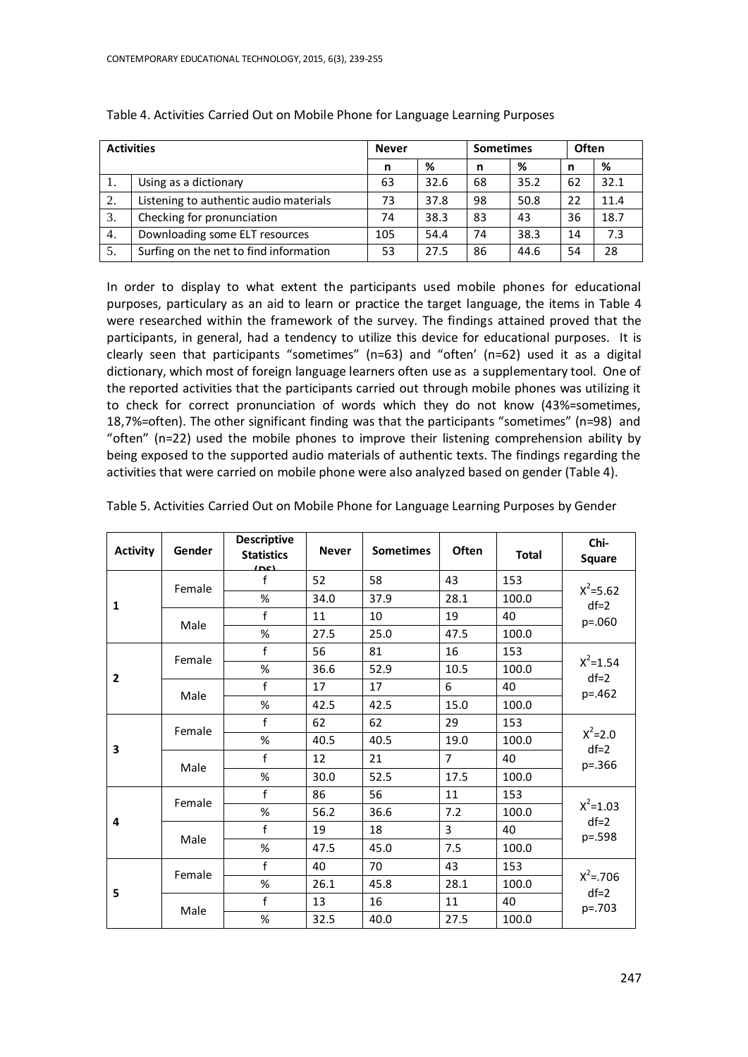Table 4. Activities Carried Out on Mobile Phone for Language Learning Purposes

| Activities | | Never | | Sometimes | | Often | |
|---|---|---|---|---|---|---|---|
| | | n | % | n | % | n | % |
| 1. | Using as a dictionary | 63 | 32.6 | 68 | 35.2 | 62 | 32.1 |
| 2. | Listening to authentic audio materials | 73 | 37.8 | 98 | 50.8 | 22 | 11.4 |
| 3. | Checking for pronunciation | 74 | 38.3 | 83 | 43 | 36 | 18.7 |
| 4. | Downloading some ELT resources | 105 | 54.4 | 74 | 38.3 | 14 | 7.3 |
| 5. | Surfing on the net to find information | 53 | 27.5 | 86 | 44.6 | 54 | 28 |

In order to display to what extent the participants used mobile phones for educational purposes, particulary as an aid to learn or practice the target language, the items in Table 4 were researched within the framework of the survey. The findings attained proved that the participants, in general, had a tendency to utilize this device for educational purposes. It is clearly seen that participants "sometimes" (n=63) and "often' (n=62) used it as a digital dictionary, which most of foreign language learners often use as a supplementary tool. One of the reported activities that the participants carried out through mobile phones was utilizing it to check for correct pronunciation of words which they do not know (43%=sometimes, 18,7%=often). The other significant finding was that the participants "sometimes" (n=98) and "often" (n=22) used the mobile phones to improve their listening comprehension ability by being exposed to the supported audio materials of authentic texts. The findings regarding the activities that were carried on mobile phone were also analyzed based on gender (Table 4).

Table 5. Activities Carried Out on Mobile Phone for Language Learning Purposes by Gender

| Activity | Gender | Descriptive Statistics (DS) | Never | Sometimes | Often | Total | Chi-Square |
|---|---|---|---|---|---|---|---|
| 1 | Female | f | 52 | 58 | 43 | 153 | $X^2$=5.62 df=2 p=.060 |
| | | % | 34.0 | 37.9 | 28.1 | 100.0 | |
| | Male | f | 11 | 10 | 19 | 40 | |
| | | % | 27.5 | 25.0 | 47.5 | 100.0 | |
| 2 | Female | f | 56 | 81 | 16 | 153 | $X^2$=1.54 df=2 p=.462 |
| | | % | 36.6 | 52.9 | 10.5 | 100.0 | |
| | Male | f | 17 | 17 | 6 | 40 | |
| | | % | 42.5 | 42.5 | 15.0 | 100.0 | |
| 3 | Female | f | 62 | 62 | 29 | 153 | $X^2$=2.0 df=2 p=.366 |
| | | % | 40.5 | 40.5 | 19.0 | 100.0 | |
| | Male | f | 12 | 21 | 7 | 40 | |
| | | % | 30.0 | 52.5 | 17.5 | 100.0 | |
| 4 | Female | f | 86 | 56 | 11 | 153 | $X^2$=1.03 df=2 p=.598 |
| | | % | 56.2 | 36.6 | 7.2 | 100.0 | |
| | Male | f | 19 | 18 | 3 | 40 | |
| | | % | 47.5 | 45.0 | 7.5 | 100.0 | |
| 5 | Female | f | 40 | 70 | 43 | 153 | $X^2$=.706 df=2 p=.703 |
| | | % | 26.1 | 45.8 | 28.1 | 100.0 | |
| | Male | f | 13 | 16 | 11 | 40 | |
| | | % | 32.5 | 40.0 | 27.5 | 100.0 | |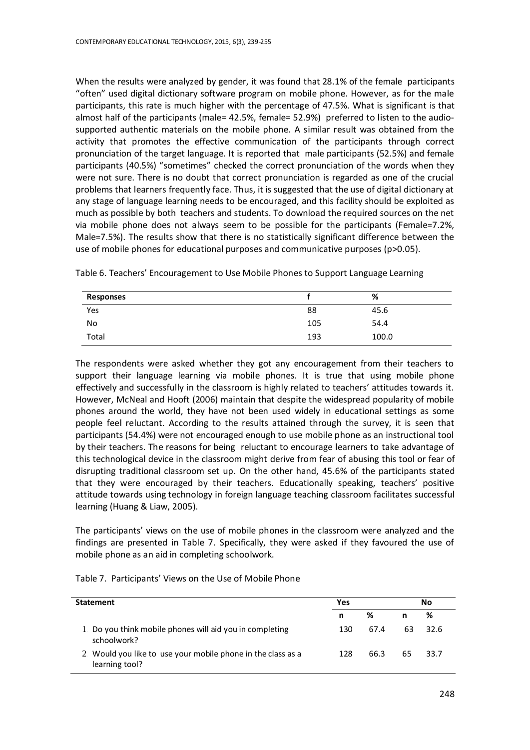When the results were analyzed by gender, it was found that 28.1% of the female participants "often" used digital dictionary software program on mobile phone. However, as for the male participants, this rate is much higher with the percentage of 47.5%. What is significant is that almost half of the participants (male= 42.5%, female= 52.9%) preferred to listen to the audio-supported authentic materials on the mobile phone. A similar result was obtained from the activity that promotes the effective communication of the participants through correct pronunciation of the target language. It is reported that male participants (52.5%) and female participants (40.5%) "sometimes" checked the correct pronunciation of the words when they were not sure. There is no doubt that correct pronunciation is regarded as one of the crucial problems that learners frequently face. Thus, it is suggested that the use of digital dictionary at any stage of language learning needs to be encouraged, and this facility should be exploited as much as possible by both teachers and students. To download the required sources on the net via mobile phone does not always seem to be possible for the participants (Female=7.2%, Male=7.5%). The results show that there is no statistically significant difference between the use of mobile phones for educational purposes and communicative purposes ($p>0.05$).

Table 6. Teachers' Encouragement to Use Mobile Phones to Support Language Learning

| Responses | f | % |
|---|---|---|
| Yes | 88 | 45.6 |
| No | 105 | 54.4 |
| Total | 193 | 100.0 |

The respondents were asked whether they got any encouragement from their teachers to support their language learning via mobile phones. It is true that using mobile phone effectively and successfully in the classroom is highly related to teachers' attitudes towards it. However, McNeal and Hooft (2006) maintain that despite the widespread popularity of mobile phones around the world, they have not been used widely in educational settings as some people feel reluctant. According to the results attained through the survey, it is seen that participants (54.4%) were not encouraged enough to use mobile phone as an instructional tool by their teachers. The reasons for being reluctant to encourage learners to take advantage of this technological device in the classroom might derive from fear of abusing this tool or fear of disrupting traditional classroom set up. On the other hand, 45.6% of the participants stated that they were encouraged by their teachers. Educationally speaking, teachers' positive attitude towards using technology in foreign language teaching classroom facilitates successful learning (Huang & Liaw, 2005).

The participants' views on the use of mobile phones in the classroom were analyzed and the findings are presented in Table 7. Specifically, they were asked if they favoured the use of mobile phone as an aid in completing schoolwork.

Table 7. Participants' Views on the Use of Mobile Phone

| Statement | Yes | | No | |
|---|---|---|---|---|
| | n | % | n | % |
| 1 Do you think mobile phones will aid you in completing schoolwork? | 130 | 67.4 | 63 | 32.6 |
| 2 Would you like to use your mobile phone in the class as a learning tool? | 128 | 66.3 | 65 | 33.7 |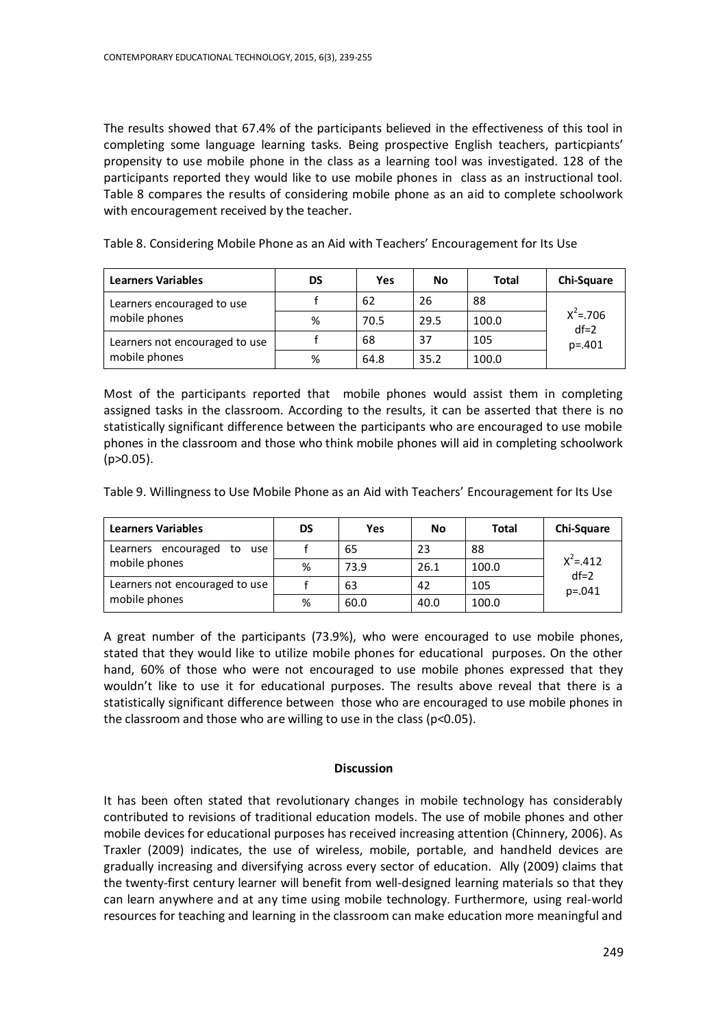The results showed that 67.4% of the participants believed in the effectiveness of this tool in completing some language learning tasks. Being prospective English teachers, particpiants' propensity to use mobile phone in the class as a learning tool was investigated. 128 of the participants reported they would like to use mobile phones in class as an instructional tool. Table 8 compares the results of considering mobile phone as an aid to complete schoolwork with encouragement received by the teacher.

Table 8. Considering Mobile Phone as an Aid with Teachers' Encouragement for Its Use

| Learners Variables | DS | Yes | No | Total | Chi-Square |
|---|---|---|---|---|---|
| Learners encouraged to use mobile phones | f | 62 | 26 | 88 | $X^2$=.706 df=2 p=.401 |
| | % | 70.5 | 29.5 | 100.0 | |
| Learners not encouraged to use mobile phones | f | 68 | 37 | 105 | |
| | % | 64.8 | 35.2 | 100.0 | |

Most of the participants reported that mobile phones would assist them in completing assigned tasks in the classroom. According to the results, it can be asserted that there is no statistically significant difference between the participants who are encouraged to use mobile phones in the classroom and those who think mobile phones will aid in completing schoolwork ($p>0.05$).

Table 9. Willingness to Use Mobile Phone as an Aid with Teachers' Encouragement for Its Use

| Learners Variables | DS | Yes | No | Total | Chi-Square |
|---|---|---|---|---|---|
| Learners encouraged to use mobile phones | f | 65 | 23 | 88 | $X^2$=.412 df=2 p=.041 |
| | % | 73.9 | 26.1 | 100.0 | |
| Learners not encouraged to use mobile phones | f | 63 | 42 | 105 | |
| | % | 60.0 | 40.0 | 100.0 | |

A great number of the participants (73.9%), who were encouraged to use mobile phones, stated that they would like to utilize mobile phones for educational purposes. On the other hand, 60% of those who were not encouraged to use mobile phones expressed that they wouldn't like to use it for educational purposes. The results above reveal that there is a statistically significant difference between those who are encouraged to use mobile phones in the classroom and those who are willing to use in the class ($p<0.05$).

## Discussion

It has been often stated that revolutionary changes in mobile technology has considerably contributed to revisions of traditional education models. The use of mobile phones and other mobile devices for educational purposes has received increasing attention (Chinnery, 2006). As Traxler (2009) indicates, the use of wireless, mobile, portable, and handheld devices are gradually increasing and diversifying across every sector of education. Ally (2009) claims that the twenty-first century learner will benefit from well-designed learning materials so that they can learn anywhere and at any time using mobile technology. Furthermore, using real-world resources for teaching and learning in the classroom can make education more meaningful and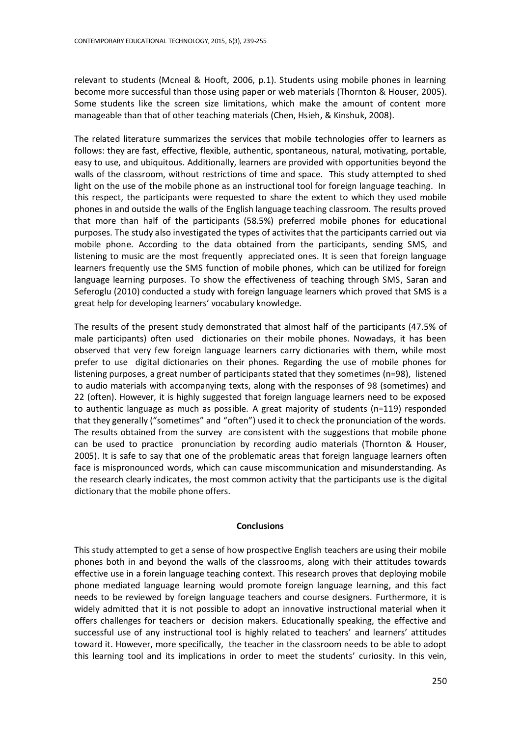relevant to students (Mcneal & Hooft, 2006, p.1). Students using mobile phones in learning become more successful than those using paper or web materials (Thornton & Houser, 2005). Some students like the screen size limitations, which make the amount of content more manageable than that of other teaching materials (Chen, Hsieh, & Kinshuk, 2008).

The related literature summarizes the services that mobile technologies offer to learners as follows: they are fast, effective, flexible, authentic, spontaneous, natural, motivating, portable, easy to use, and ubiquitous. Additionally, learners are provided with opportunities beyond the walls of the classroom, without restrictions of time and space. This study attempted to shed light on the use of the mobile phone as an instructional tool for foreign language teaching. In this respect, the participants were requested to share the extent to which they used mobile phones in and outside the walls of the English language teaching classroom. The results proved that more than half of the participants (58.5%) preferred mobile phones for educational purposes. The study also investigated the types of activites that the participants carried out via mobile phone. According to the data obtained from the participants, sending SMS, and listening to music are the most frequently appreciated ones. It is seen that foreign language learners frequently use the SMS function of mobile phones, which can be utilized for foreign language learning purposes. To show the effectiveness of teaching through SMS, Saran and Seferoglu (2010) conducted a study with foreign language learners which proved that SMS is a great help for developing learners' vocabulary knowledge.

The results of the present study demonstrated that almost half of the participants (47.5% of male participants) often used dictionaries on their mobile phones. Nowadays, it has been observed that very few foreign language learners carry dictionaries with them, while most prefer to use digital dictionaries on their phones. Regarding the use of mobile phones for listening purposes, a great number of participants stated that they sometimes (n=98), listened to audio materials with accompanying texts, along with the responses of 98 (sometimes) and 22 (often). However, it is highly suggested that foreign language learners need to be exposed to authentic language as much as possible. A great majority of students (n=119) responded that they generally ("sometimes" and "often") used it to check the pronunciation of the words. The results obtained from the survey are consistent with the suggestions that mobile phone can be used to practice pronunciation by recording audio materials (Thornton & Houser, 2005). It is safe to say that one of the problematic areas that foreign language learners often face is mispronounced words, which can cause miscommunication and misunderstanding. As the research clearly indicates, the most common activity that the participants use is the digital dictionary that the mobile phone offers.

## Conclusions

This study attempted to get a sense of how prospective English teachers are using their mobile phones both in and beyond the walls of the classrooms, along with their attitudes towards effective use in a forein language teaching context. This research proves that deploying mobile phone mediated language learning would promote foreign language learning, and this fact needs to be reviewed by foreign language teachers and course designers. Furthermore, it is widely admitted that it is not possible to adopt an innovative instructional material when it offers challenges for teachers or decision makers. Educationally speaking, the effective and successful use of any instructional tool is highly related to teachers' and learners' attitudes toward it. However, more specifically, the teacher in the classroom needs to be able to adopt this learning tool and its implications in order to meet the students' curiosity. In this vein,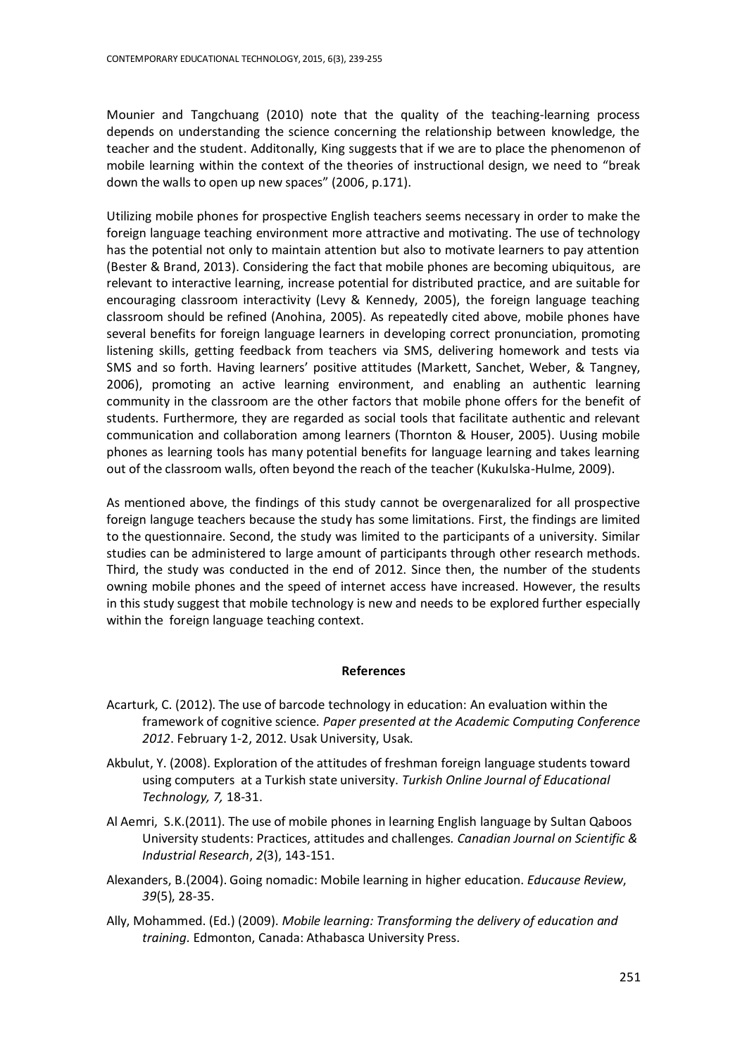Mounier and Tangchuang (2010) note that the quality of the teaching-learning process depends on understanding the science concerning the relationship between knowledge, the teacher and the student. Additonally, King suggests that if we are to place the phenomenon of mobile learning within the context of the theories of instructional design, we need to "break down the walls to open up new spaces" (2006, p.171).

Utilizing mobile phones for prospective English teachers seems necessary in order to make the foreign language teaching environment more attractive and motivating. The use of technology has the potential not only to maintain attention but also to motivate learners to pay attention (Bester & Brand, 2013). Considering the fact that mobile phones are becoming ubiquitous, are relevant to interactive learning, increase potential for distributed practice, and are suitable for encouraging classroom interactivity (Levy & Kennedy, 2005), the foreign language teaching classroom should be refined (Anohina, 2005). As repeatedly cited above, mobile phones have several benefits for foreign language learners in developing correct pronunciation, promoting listening skills, getting feedback from teachers via SMS, delivering homework and tests via SMS and so forth. Having learners' positive attitudes (Markett, Sanchet, Weber, & Tangney, 2006), promoting an active learning environment, and enabling an authentic learning community in the classroom are the other factors that mobile phone offers for the benefit of students. Furthermore, they are regarded as social tools that facilitate authentic and relevant communication and collaboration among learners (Thornton & Houser, 2005). Uusing mobile phones as learning tools has many potential benefits for language learning and takes learning out of the classroom walls, often beyond the reach of the teacher (Kukulska-Hulme, 2009).

As mentioned above, the findings of this study cannot be overgenaralized for all prospective foreign languge teachers because the study has some limitations. First, the findings are limited to the questionnaire. Second, the study was limited to the participants of a university. Similar studies can be administered to large amount of participants through other research methods. Third, the study was conducted in the end of 2012. Since then, the number of the students owning mobile phones and the speed of internet access have increased. However, the results in this study suggest that mobile technology is new and needs to be explored further especially within the foreign language teaching context.

## References

Acarturk, C. (2012). The use of barcode technology in education: An evaluation within the framework of cognitive science. *Paper presented at the Academic Computing Conference 2012*. February 1-2, 2012. Usak University, Usak.

Akbulut, Y. (2008). Exploration of the attitudes of freshman foreign language students toward using computers at a Turkish state university. *Turkish Online Journal of Educational Technology, 7,* 18-31.

Al Aemri, S.K.(2011). The use of mobile phones in learning English language by Sultan Qaboos University students: Practices, attitudes and challenges. *Canadian Journal on Scientific & Industrial Research*, *2*(3), 143-151.

Alexanders, B.(2004). Going nomadic: Mobile learning in higher education. *Educause Review*, *39*(5), 28-35.

Ally, Mohammed. (Ed.) (2009). *Mobile learning: Transforming the delivery of education and training.* Edmonton, Canada: Athabasca University Press.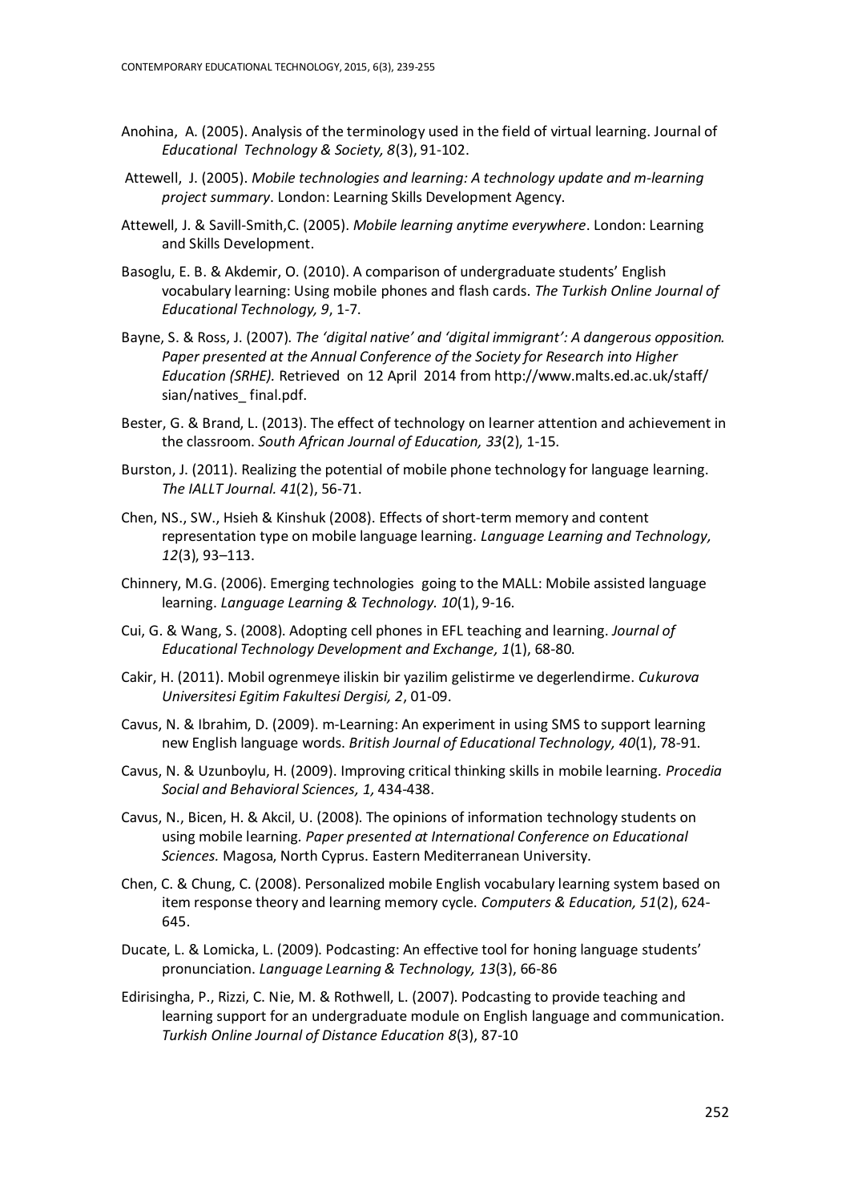Anohina, A. (2005). Analysis of the terminology used in the field of virtual learning. Journal of *Educational Technology & Society, 8*(3), 91-102.

Attewell, J. (2005). *Mobile technologies and learning: A technology update and m-learning project summary*. London: Learning Skills Development Agency.

Attewell, J. & Savill-Smith,C. (2005). *Mobile learning anytime everywhere*. London: Learning and Skills Development.

Basoglu, E. B. & Akdemir, O. (2010). A comparison of undergraduate students' English vocabulary learning: Using mobile phones and flash cards. *The Turkish Online Journal of Educational Technology, 9*, 1-7.

Bayne, S. & Ross, J. (2007). *The 'digital native' and 'digital immigrant': A dangerous opposition. Paper presented at the Annual Conference of the Society for Research into Higher Education (SRHE).* Retrieved on 12 April 2014 from http://www.malts.ed.ac.uk/staff/sian/natives_ final.pdf.

Bester, G. & Brand, L. (2013). The effect of technology on learner attention and achievement in the classroom. *South African Journal of Education, 33*(2), 1-15.

Burston, J. (2011). Realizing the potential of mobile phone technology for language learning. *The IALLT Journal. 41*(2), 56-71.

Chen, NS., SW., Hsieh & Kinshuk (2008). Effects of short-term memory and content representation type on mobile language learning. *Language Learning and Technology, 12*(3), 93–113.

Chinnery, M.G. (2006). Emerging technologies going to the MALL: Mobile assisted language learning. *Language Learning & Technology. 10*(1), 9-16.

Cui, G. & Wang, S. (2008). Adopting cell phones in EFL teaching and learning. *Journal of Educational Technology Development and Exchange, 1*(1), 68-80.

Cakir, H. (2011). Mobil ogrenmeye iliskin bir yazilim gelistirme ve degerlendirme. *Cukurova Universitesi Egitim Fakultesi Dergisi, 2*, 01-09.

Cavus, N. & Ibrahim, D. (2009). m-Learning: An experiment in using SMS to support learning new English language words. *British Journal of Educational Technology, 40*(1), 78-91.

Cavus, N. & Uzunboylu, H. (2009). Improving critical thinking skills in mobile learning. *Procedia Social and Behavioral Sciences, 1,* 434-438.

Cavus, N., Bicen, H. & Akcil, U. (2008). The opinions of information technology students on using mobile learning. *Paper presented at International Conference on Educational Sciences.* Magosa, North Cyprus. Eastern Mediterranean University.

Chen, C. & Chung, C. (2008). Personalized mobile English vocabulary learning system based on item response theory and learning memory cycle. *Computers & Education, 51*(2), 624-645.

Ducate, L. & Lomicka, L. (2009). Podcasting: An effective tool for honing language students' pronunciation. *Language Learning & Technology, 13*(3), 66-86

Edirisingha, P., Rizzi, C. Nie, M. & Rothwell, L. (2007). Podcasting to provide teaching and learning support for an undergraduate module on English language and communication. *Turkish Online Journal of Distance Education 8*(3), 87-10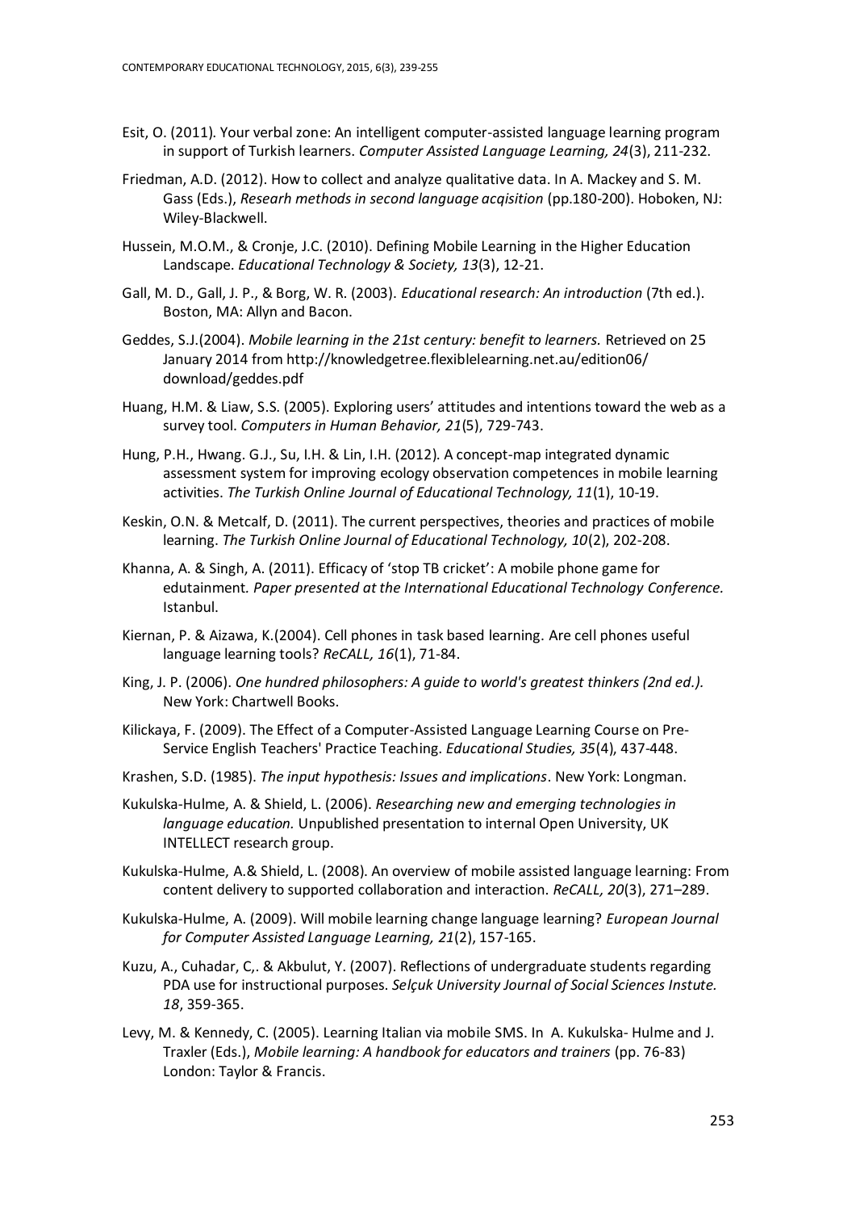Esit, O. (2011). Your verbal zone: An intelligent computer-assisted language learning program in support of Turkish learners. *Computer Assisted Language Learning, 24*(3), 211-232.

Friedman, A.D. (2012). How to collect and analyze qualitative data. In A. Mackey and S. M. Gass (Eds.), *Researh methods in second language acqisition* (pp.180-200). Hoboken, NJ: Wiley-Blackwell.

Hussein, M.O.M., & Cronje, J.C. (2010). Defining Mobile Learning in the Higher Education Landscape. *Educational Technology & Society, 13*(3), 12-21.

Gall, M. D., Gall, J. P., & Borg, W. R. (2003). *Educational research: An introduction* (7th ed.). Boston, MA: Allyn and Bacon.

Geddes, S.J.(2004). *Mobile learning in the 21st century: benefit to learners.* Retrieved on 25 January 2014 from http://knowledgetree.flexiblelearning.net.au/edition06/ download/geddes.pdf

Huang, H.M. & Liaw, S.S. (2005). Exploring users' attitudes and intentions toward the web as a survey tool. *Computers in Human Behavior, 21*(5), 729-743.

Hung, P.H., Hwang. G.J., Su, I.H. & Lin, I.H. (2012). A concept-map integrated dynamic assessment system for improving ecology observation competences in mobile learning activities. *The Turkish Online Journal of Educational Technology, 11*(1), 10-19.

Keskin, O.N. & Metcalf, D. (2011). The current perspectives, theories and practices of mobile learning. *The Turkish Online Journal of Educational Technology, 10*(2), 202-208.

Khanna, A. & Singh, A. (2011). Efficacy of 'stop TB cricket': A mobile phone game for edutainment. *Paper presented at the International Educational Technology Conference.* Istanbul.

Kiernan, P. & Aizawa, K.(2004). Cell phones in task based learning. Are cell phones useful language learning tools? *ReCALL, 16*(1), 71-84.

King, J. P. (2006). *One hundred philosophers: A guide to world's greatest thinkers (2nd ed.).* New York: Chartwell Books.

Kilickaya, F. (2009). The Effect of a Computer-Assisted Language Learning Course on Pre-Service English Teachers' Practice Teaching. *Educational Studies, 35*(4), 437-448.

Krashen, S.D. (1985). *The input hypothesis: Issues and implications*. New York: Longman.

Kukulska-Hulme, A. & Shield, L. (2006). *Researching new and emerging technologies in language education.* Unpublished presentation to internal Open University, UK INTELLECT research group.

Kukulska-Hulme, A.& Shield, L. (2008). An overview of mobile assisted language learning: From content delivery to supported collaboration and interaction. *ReCALL, 20*(3), 271–289.

Kukulska-Hulme, A. (2009). Will mobile learning change language learning? *European Journal for Computer Assisted Language Learning, 21*(2), 157-165.

Kuzu, A., Cuhadar, C,. & Akbulut, Y. (2007). Reflections of undergraduate students regarding PDA use for instructional purposes. *Selçuk University Journal of Social Sciences Instute. 18*, 359-365.

Levy, M. & Kennedy, C. (2005). Learning Italian via mobile SMS. In A. Kukulska- Hulme and J. Traxler (Eds.), *Mobile learning: A handbook for educators and trainers* (pp. 76-83) London: Taylor & Francis.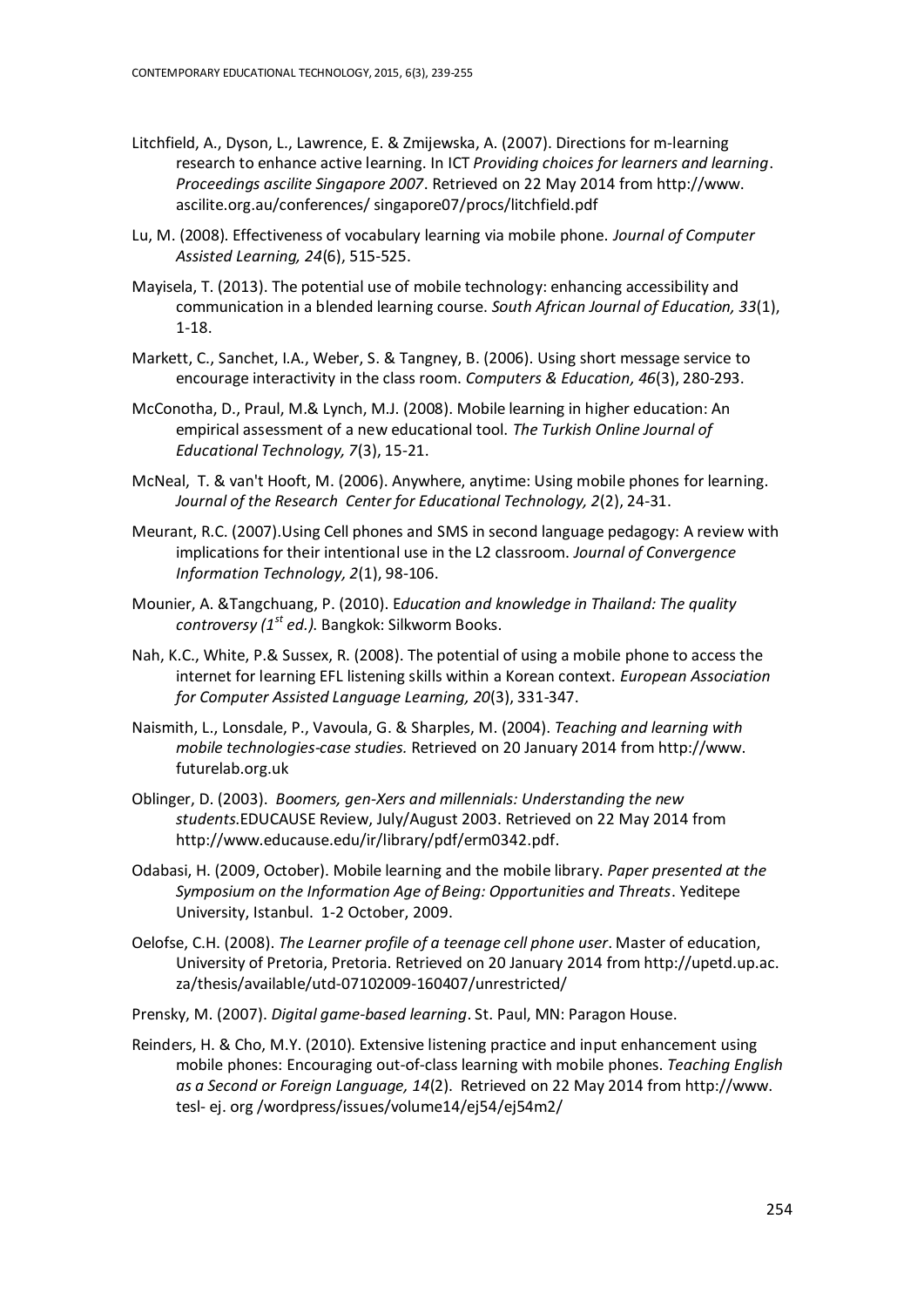Litchfield, A., Dyson, L., Lawrence, E. & Zmijewska, A. (2007). Directions for m-learning research to enhance active learning. In ICT *Providing choices for learners and learning*. *Proceedings ascilite Singapore 2007*. Retrieved on 22 May 2014 from http://www. ascilite.org.au/conferences/ singapore07/procs/litchfield.pdf

Lu, M. (2008). Effectiveness of vocabulary learning via mobile phone. *Journal of Computer Assisted Learning, 24*(6), 515-525.

Mayisela, T. (2013). The potential use of mobile technology: enhancing accessibility and communication in a blended learning course. *South African Journal of Education, 33*(1), 1-18.

Markett, C., Sanchet, I.A., Weber, S. & Tangney, B. (2006). Using short message service to encourage interactivity in the class room. *Computers & Education, 46*(3), 280-293.

McConotha, D., Praul, M.& Lynch, M.J. (2008). Mobile learning in higher education: An empirical assessment of a new educational tool. *The Turkish Online Journal of Educational Technology, 7*(3), 15-21.

McNeal, T. & van't Hooft, M. (2006). Anywhere, anytime: Using mobile phones for learning. *Journal of the Research Center for Educational Technology, 2*(2), 24-31.

Meurant, R.C. (2007).Using Cell phones and SMS in second language pedagogy: A review with implications for their intentional use in the L2 classroom. *Journal of Convergence Information Technology, 2*(1), 98-106.

Mounier, A. &Tangchuang, P. (2010). E*ducation and knowledge in Thailand: The quality controversy (1st ed.).* Bangkok: Silkworm Books.

Nah, K.C., White, P.& Sussex, R. (2008). The potential of using a mobile phone to access the internet for learning EFL listening skills within a Korean context. *European Association for Computer Assisted Language Learning, 20*(3), 331-347.

Naismith, L., Lonsdale, P., Vavoula, G. & Sharples, M. (2004). *Teaching and learning with mobile technologies-case studies.* Retrieved on 20 January 2014 from http://www. futurelab.org.uk

Oblinger, D. (2003). *Boomers, gen-Xers and millennials: Understanding the new students.*EDUCAUSE Review, July/August 2003. Retrieved on 22 May 2014 from http://www.educause.edu/ir/library/pdf/erm0342.pdf.

Odabasi, H. (2009, October). Mobile learning and the mobile library. *Paper presented at the Symposium on the Information Age of Being: Opportunities and Threats*. Yeditepe University, Istanbul. 1-2 October, 2009.

Oelofse, C.H. (2008). *The Learner profile of a teenage cell phone user*. Master of education, University of Pretoria, Pretoria. Retrieved on 20 January 2014 from http://upetd.up.ac. za/thesis/available/utd-07102009-160407/unrestricted/

Prensky, M. (2007). *Digital game-based learning*. St. Paul, MN: Paragon House.

Reinders, H. & Cho, M.Y. (2010). Extensive listening practice and input enhancement using mobile phones: Encouraging out-of-class learning with mobile phones. *Teaching English as a Second or Foreign Language, 14*(2). Retrieved on 22 May 2014 from http://www. tesl- ej. org /wordpress/issues/volume14/ej54/ej54m2/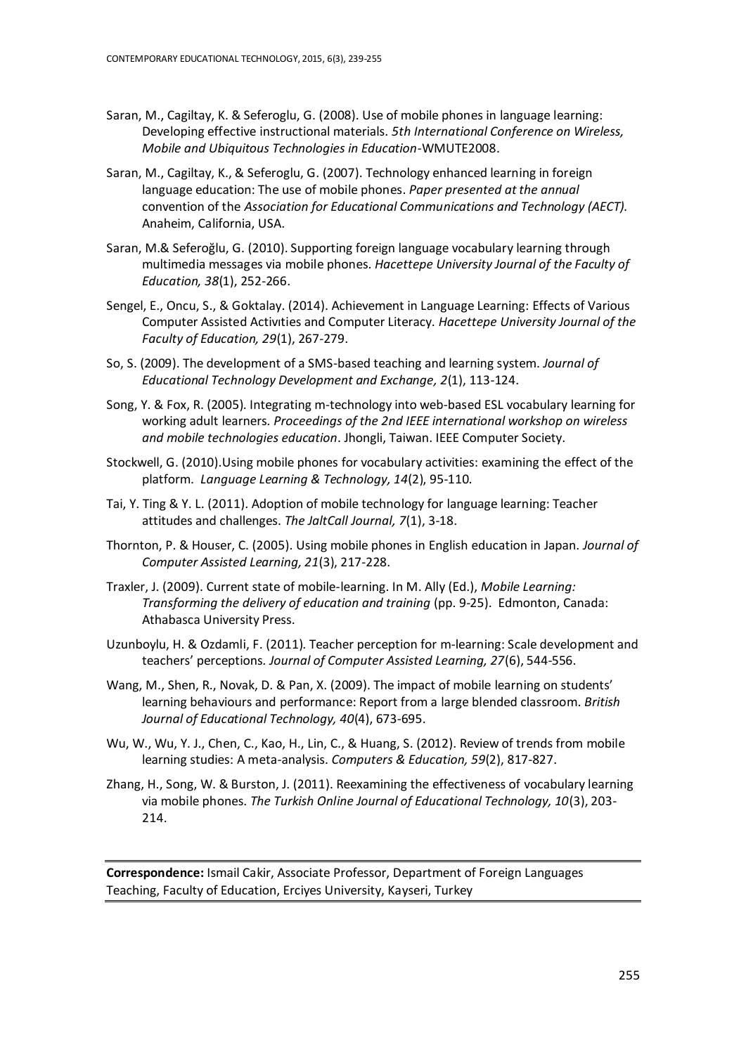Saran, M., Cagiltay, K. & Seferoglu, G. (2008). Use of mobile phones in language learning: Developing effective instructional materials. *5th International Conference on Wireless, Mobile and Ubiquitous Technologies in Education*-WMUTE2008.

Saran, M., Cagiltay, K., & Seferoglu, G. (2007). Technology enhanced learning in foreign language education: The use of mobile phones. *Paper presented at the annual* convention of the *Association for Educational Communications and Technology (AECT).* Anaheim, California, USA.

Saran, M.& Seferoğlu, G. (2010). Supporting foreign language vocabulary learning through multimedia messages via mobile phones. *Hacettepe University Journal of the Faculty of Education, 38*(1), 252-266.

Sengel, E., Oncu, S., & Goktalay. (2014). Achievement in Language Learning: Effects of Various Computer Assisted Activıties and Computer Literacy. *Hacettepe University Journal of the Faculty of Education, 29*(1), 267-279.

So, S. (2009). The development of a SMS-based teaching and learning system. *Journal of Educational Technology Development and Exchange, 2*(1), 113-124.

Song, Y. & Fox, R. (2005). Integrating m-technology into web-based ESL vocabulary learning for working adult learners. *Proceedings of the 2nd IEEE international workshop on wireless and mobile technologies education*. Jhongli, Taiwan. IEEE Computer Society.

Stockwell, G. (2010).Using mobile phones for vocabulary activities: examining the effect of the platform. *Language Learning & Technology, 14*(2), 95-110.

Tai, Y. Ting & Y. L. (2011). Adoption of mobile technology for language learning: Teacher attitudes and challenges. *The JaltCall Journal, 7*(1), 3-18.

Thornton, P. & Houser, C. (2005). Using mobile phones in English education in Japan. *Journal of Computer Assisted Learning, 21*(3), 217-228.

Traxler, J. (2009). Current state of mobile-learning. In M. Ally (Ed.), *Mobile Learning: Transforming the delivery of education and training* (pp. 9-25). Edmonton, Canada: Athabasca University Press.

Uzunboylu, H. & Ozdamli, F. (2011). Teacher perception for m-learning: Scale development and teachers' perceptions. *Journal of Computer Assisted Learning, 27*(6), 544-556.

Wang, M., Shen, R., Novak, D. & Pan, X. (2009). The impact of mobile learning on students' learning behaviours and performance: Report from a large blended classroom. *British Journal of Educational Technology, 40*(4), 673-695.

Wu, W., Wu, Y. J., Chen, C., Kao, H., Lin, C., & Huang, S. (2012). Review of trends from mobile learning studies: A meta-analysis. *Computers & Education, 59*(2), 817-827.

Zhang, H., Song, W. & Burston, J. (2011). Reexamining the effectiveness of vocabulary learning via mobile phones. *The Turkish Online Journal of Educational Technology, 10*(3), 203-214.

---

**Correspondence:** Ismail Cakir, Associate Professor, Department of Foreign Languages Teaching, Faculty of Education, Erciyes University, Kayseri, Turkey